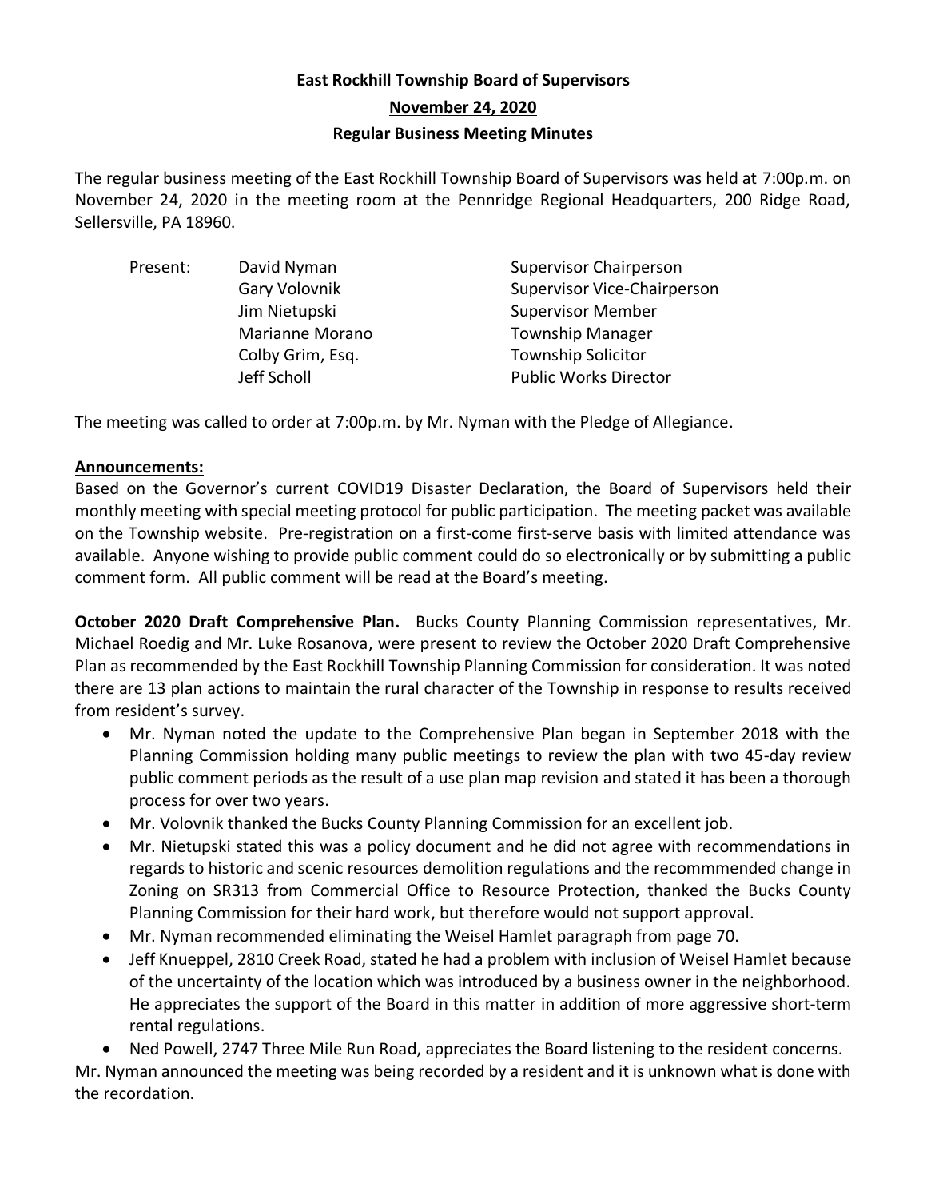# East Rockhill Township Board of Supervisors

## November 24, 2020

## Regular Business Meeting Minutes

The regular business meeting of the East Rockhill Township Board of Supervisors was held at 7:00p.m. on November 24, 2020 in the meeting room at the Pennridge Regional Headquarters, 200 Ridge Road, Sellersville, PA 18960.

| Present: | David Nyman | Supervisor Chairperson |
|---|---|---|
| | Gary Volovnik | Supervisor Vice-Chairperson |
| | Jim Nietupski | Supervisor Member |
| | Marianne Morano | Township Manager |
| | Colby Grim, Esq. | Township Solicitor |
| | Jeff Scholl | Public Works Director |

The meeting was called to order at 7:00p.m. by Mr. Nyman with the Pledge of Allegiance.

**Announcements:**

Based on the Governor's current COVID19 Disaster Declaration, the Board of Supervisors held their monthly meeting with special meeting protocol for public participation. The meeting packet was available on the Township website. Pre-registration on a first-come first-serve basis with limited attendance was available. Anyone wishing to provide public comment could do so electronically or by submitting a public comment form. All public comment will be read at the Board's meeting.

**October 2020 Draft Comprehensive Plan.** Bucks County Planning Commission representatives, Mr. Michael Roedig and Mr. Luke Rosanova, were present to review the October 2020 Draft Comprehensive Plan as recommended by the East Rockhill Township Planning Commission for consideration. It was noted there are 13 plan actions to maintain the rural character of the Township in response to results received from resident's survey.

- Mr. Nyman noted the update to the Comprehensive Plan began in September 2018 with the Planning Commission holding many public meetings to review the plan with two 45-day review public comment periods as the result of a use plan map revision and stated it has been a thorough process for over two years.
- Mr. Volovnik thanked the Bucks County Planning Commission for an excellent job.
- Mr. Nietupski stated this was a policy document and he did not agree with recommendations in regards to historic and scenic resources demolition regulations and the recommmended change in Zoning on SR313 from Commercial Office to Resource Protection, thanked the Bucks County Planning Commission for their hard work, but therefore would not support approval.
- Mr. Nyman recommended eliminating the Weisel Hamlet paragraph from page 70.
- Jeff Knueppel, 2810 Creek Road, stated he had a problem with inclusion of Weisel Hamlet because of the uncertainty of the location which was introduced by a business owner in the neighborhood. He appreciates the support of the Board in this matter in addition of more aggressive short-term rental regulations.
- Ned Powell, 2747 Three Mile Run Road, appreciates the Board listening to the resident concerns.

Mr. Nyman announced the meeting was being recorded by a resident and it is unknown what is done with the recordation.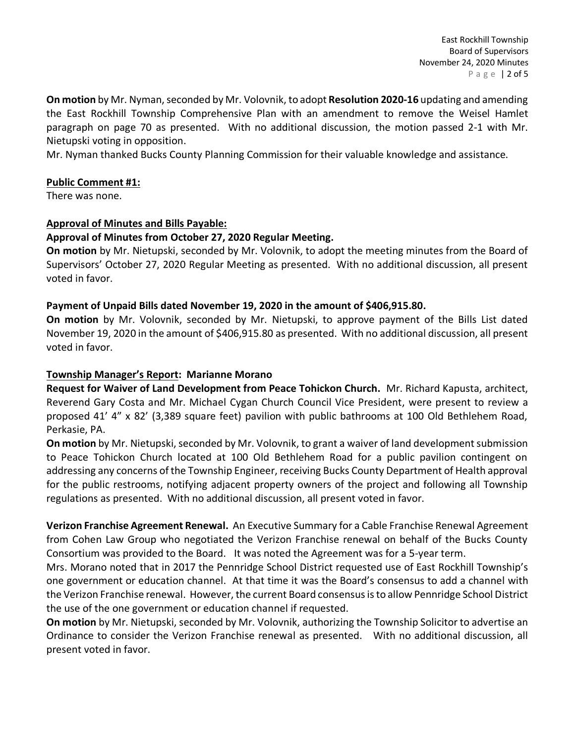**On motion** by Mr. Nyman, seconded by Mr. Volovnik, to adopt **Resolution 2020-16** updating and amending the East Rockhill Township Comprehensive Plan with an amendment to remove the Weisel Hamlet paragraph on page 70 as presented. With no additional discussion, the motion passed 2-1 with Mr. Nietupski voting in opposition.

Mr. Nyman thanked Bucks County Planning Commission for their valuable knowledge and assistance.

**Public Comment #1:**

There was none.

**Approval of Minutes and Bills Payable:**

**Approval of Minutes from October 27, 2020 Regular Meeting.**

**On motion** by Mr. Nietupski, seconded by Mr. Volovnik, to adopt the meeting minutes from the Board of Supervisors' October 27, 2020 Regular Meeting as presented. With no additional discussion, all present voted in favor.

**Payment of Unpaid Bills dated November 19, 2020 in the amount of $406,915.80.**

**On motion** by Mr. Volovnik, seconded by Mr. Nietupski, to approve payment of the Bills List dated November 19, 2020 in the amount of $406,915.80 as presented. With no additional discussion, all present voted in favor.

**Township Manager's Report: Marianne Morano**

**Request for Waiver of Land Development from Peace Tohickon Church.** Mr. Richard Kapusta, architect, Reverend Gary Costa and Mr. Michael Cygan Church Council Vice President, were present to review a proposed 41' 4" x 82' (3,389 square feet) pavilion with public bathrooms at 100 Old Bethlehem Road, Perkasie, PA.

**On motion** by Mr. Nietupski, seconded by Mr. Volovnik, to grant a waiver of land development submission to Peace Tohickon Church located at 100 Old Bethlehem Road for a public pavilion contingent on addressing any concerns of the Township Engineer, receiving Bucks County Department of Health approval for the public restrooms, notifying adjacent property owners of the project and following all Township regulations as presented. With no additional discussion, all present voted in favor.

**Verizon Franchise Agreement Renewal.** An Executive Summary for a Cable Franchise Renewal Agreement from Cohen Law Group who negotiated the Verizon Franchise renewal on behalf of the Bucks County Consortium was provided to the Board. It was noted the Agreement was for a 5-year term.

Mrs. Morano noted that in 2017 the Pennridge School District requested use of East Rockhill Township's one government or education channel. At that time it was the Board's consensus to add a channel with the Verizon Franchise renewal. However, the current Board consensus is to allow Pennridge School District the use of the one government or education channel if requested.

**On motion** by Mr. Nietupski, seconded by Mr. Volovnik, authorizing the Township Solicitor to advertise an Ordinance to consider the Verizon Franchise renewal as presented. With no additional discussion, all present voted in favor.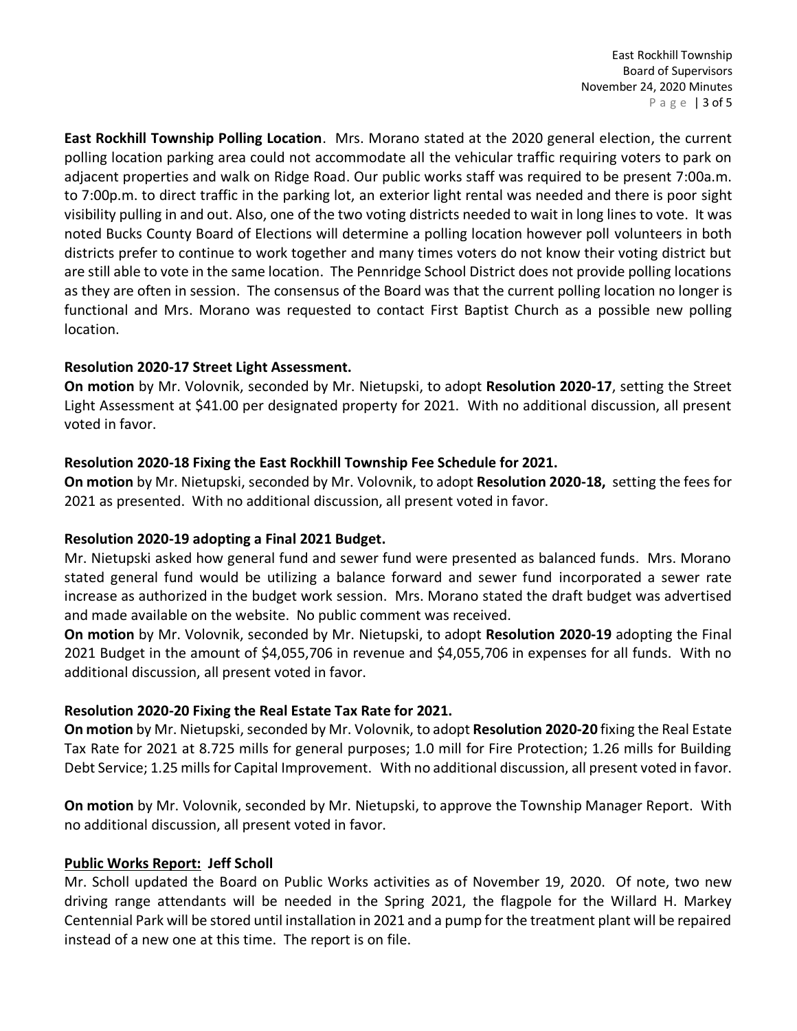**East Rockhill Township Polling Location**. Mrs. Morano stated at the 2020 general election, the current polling location parking area could not accommodate all the vehicular traffic requiring voters to park on adjacent properties and walk on Ridge Road. Our public works staff was required to be present 7:00a.m. to 7:00p.m. to direct traffic in the parking lot, an exterior light rental was needed and there is poor sight visibility pulling in and out. Also, one of the two voting districts needed to wait in long lines to vote. It was noted Bucks County Board of Elections will determine a polling location however poll volunteers in both districts prefer to continue to work together and many times voters do not know their voting district but are still able to vote in the same location. The Pennridge School District does not provide polling locations as they are often in session. The consensus of the Board was that the current polling location no longer is functional and Mrs. Morano was requested to contact First Baptist Church as a possible new polling location.

**Resolution 2020-17 Street Light Assessment.**
**On motion** by Mr. Volovnik, seconded by Mr. Nietupski, to adopt **Resolution 2020-17**, setting the Street Light Assessment at $41.00 per designated property for 2021. With no additional discussion, all present voted in favor.

**Resolution 2020-18 Fixing the East Rockhill Township Fee Schedule for 2021.**
**On motion** by Mr. Nietupski, seconded by Mr. Volovnik, to adopt **Resolution 2020-18,** setting the fees for 2021 as presented. With no additional discussion, all present voted in favor.

**Resolution 2020-19 adopting a Final 2021 Budget.**
Mr. Nietupski asked how general fund and sewer fund were presented as balanced funds. Mrs. Morano stated general fund would be utilizing a balance forward and sewer fund incorporated a sewer rate increase as authorized in the budget work session. Mrs. Morano stated the draft budget was advertised and made available on the website. No public comment was received.
**On motion** by Mr. Volovnik, seconded by Mr. Nietupski, to adopt **Resolution 2020-19** adopting the Final 2021 Budget in the amount of $4,055,706 in revenue and $4,055,706 in expenses for all funds. With no additional discussion, all present voted in favor.

**Resolution 2020-20 Fixing the Real Estate Tax Rate for 2021.**
**On motion** by Mr. Nietupski, seconded by Mr. Volovnik, to adopt **Resolution 2020-20** fixing the Real Estate Tax Rate for 2021 at 8.725 mills for general purposes; 1.0 mill for Fire Protection; 1.26 mills for Building Debt Service; 1.25 mills for Capital Improvement. With no additional discussion, all present voted in favor.

**On motion** by Mr. Volovnik, seconded by Mr. Nietupski, to approve the Township Manager Report. With no additional discussion, all present voted in favor.

**Public Works Report: Jeff Scholl**
Mr. Scholl updated the Board on Public Works activities as of November 19, 2020. Of note, two new driving range attendants will be needed in the Spring 2021, the flagpole for the Willard H. Markey Centennial Park will be stored until installation in 2021 and a pump for the treatment plant will be repaired instead of a new one at this time. The report is on file.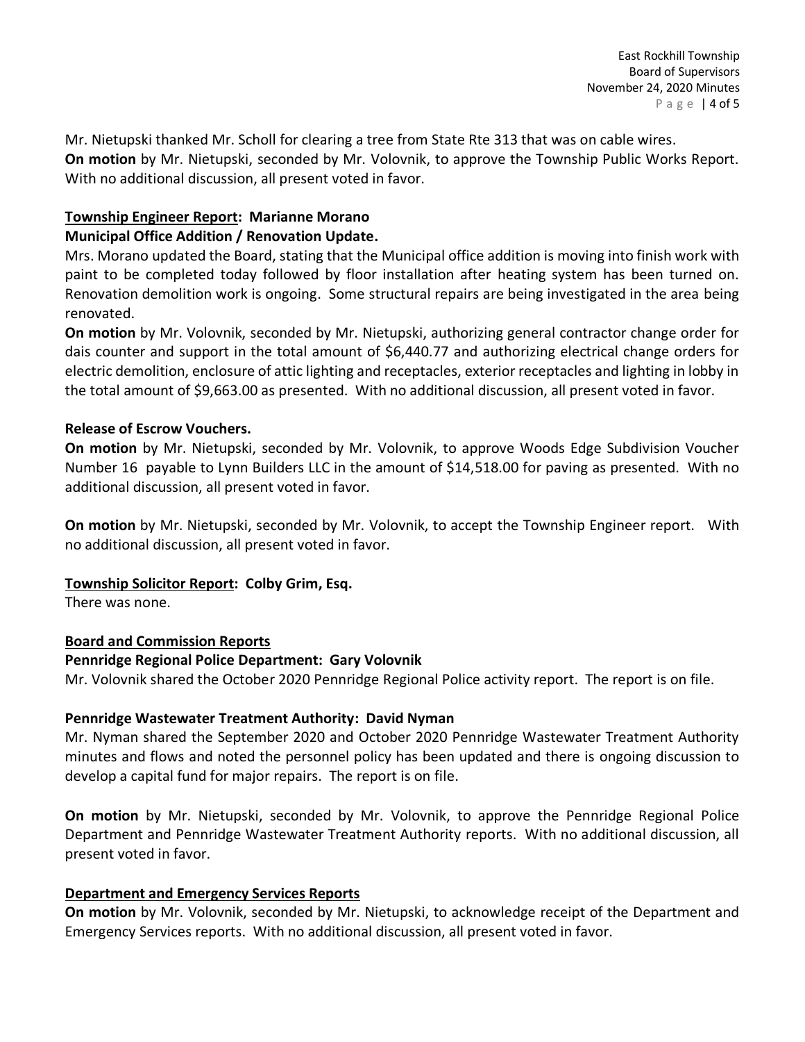Mr. Nietupski thanked Mr. Scholl for clearing a tree from State Rte 313 that was on cable wires.
**On motion** by Mr. Nietupski, seconded by Mr. Volovnik, to approve the Township Public Works Report. With no additional discussion, all present voted in favor.

**Township Engineer Report: Marianne Morano**

**Municipal Office Addition / Renovation Update.**

Mrs. Morano updated the Board, stating that the Municipal office addition is moving into finish work with paint to be completed today followed by floor installation after heating system has been turned on. Renovation demolition work is ongoing. Some structural repairs are being investigated in the area being renovated.
**On motion** by Mr. Volovnik, seconded by Mr. Nietupski, authorizing general contractor change order for dais counter and support in the total amount of $6,440.77 and authorizing electrical change orders for electric demolition, enclosure of attic lighting and receptacles, exterior receptacles and lighting in lobby in the total amount of $9,663.00 as presented. With no additional discussion, all present voted in favor.

**Release of Escrow Vouchers.**

**On motion** by Mr. Nietupski, seconded by Mr. Volovnik, to approve Woods Edge Subdivision Voucher Number 16 payable to Lynn Builders LLC in the amount of $14,518.00 for paving as presented. With no additional discussion, all present voted in favor.

**On motion** by Mr. Nietupski, seconded by Mr. Volovnik, to accept the Township Engineer report. With no additional discussion, all present voted in favor.

**Township Solicitor Report: Colby Grim, Esq.**

There was none.

**Board and Commission Reports**

**Pennridge Regional Police Department: Gary Volovnik**

Mr. Volovnik shared the October 2020 Pennridge Regional Police activity report. The report is on file.

**Pennridge Wastewater Treatment Authority: David Nyman**

Mr. Nyman shared the September 2020 and October 2020 Pennridge Wastewater Treatment Authority minutes and flows and noted the personnel policy has been updated and there is ongoing discussion to develop a capital fund for major repairs. The report is on file.

**On motion** by Mr. Nietupski, seconded by Mr. Volovnik, to approve the Pennridge Regional Police Department and Pennridge Wastewater Treatment Authority reports. With no additional discussion, all present voted in favor.

**Department and Emergency Services Reports**

**On motion** by Mr. Volovnik, seconded by Mr. Nietupski, to acknowledge receipt of the Department and Emergency Services reports. With no additional discussion, all present voted in favor.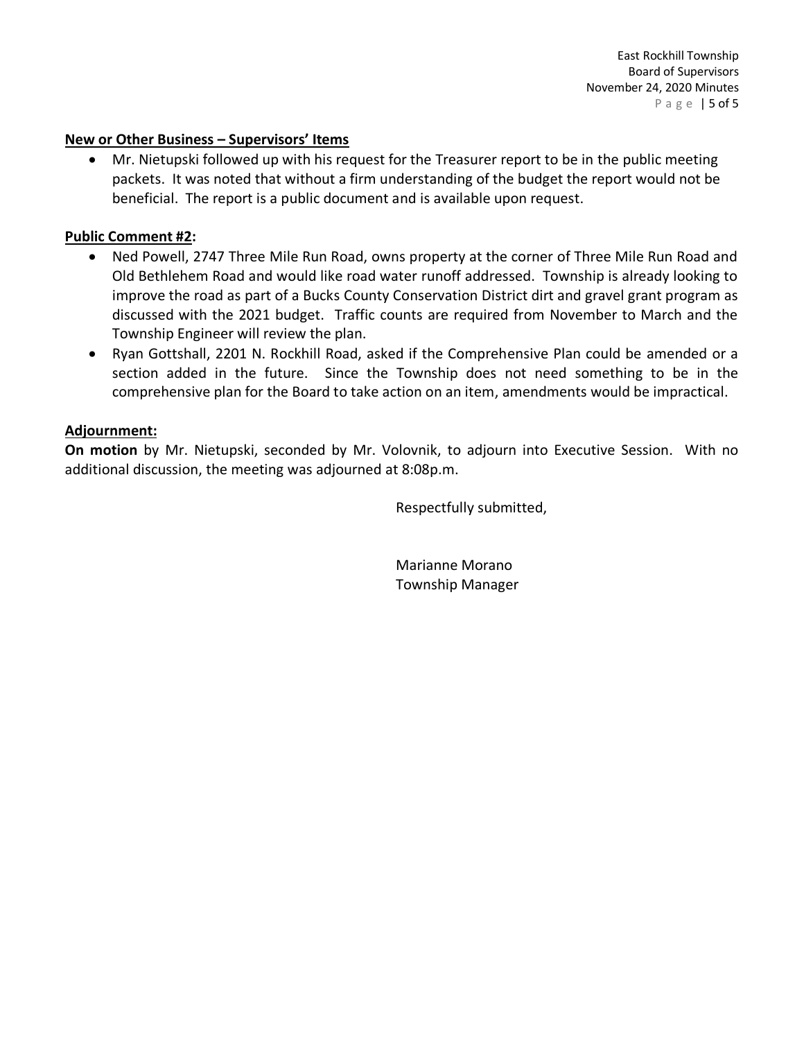**New or Other Business – Supervisors' Items**

- Mr. Nietupski followed up with his request for the Treasurer report to be in the public meeting packets. It was noted that without a firm understanding of the budget the report would not be beneficial. The report is a public document and is available upon request.

**Public Comment #2:**

- Ned Powell, 2747 Three Mile Run Road, owns property at the corner of Three Mile Run Road and Old Bethlehem Road and would like road water runoff addressed. Township is already looking to improve the road as part of a Bucks County Conservation District dirt and gravel grant program as discussed with the 2021 budget. Traffic counts are required from November to March and the Township Engineer will review the plan.
- Ryan Gottshall, 2201 N. Rockhill Road, asked if the Comprehensive Plan could be amended or a section added in the future. Since the Township does not need something to be in the comprehensive plan for the Board to take action on an item, amendments would be impractical.

**Adjournment:**

**On motion** by Mr. Nietupski, seconded by Mr. Volovnik, to adjourn into Executive Session. With no additional discussion, the meeting was adjourned at 8:08p.m.

Respectfully submitted,

Marianne Morano
Township Manager